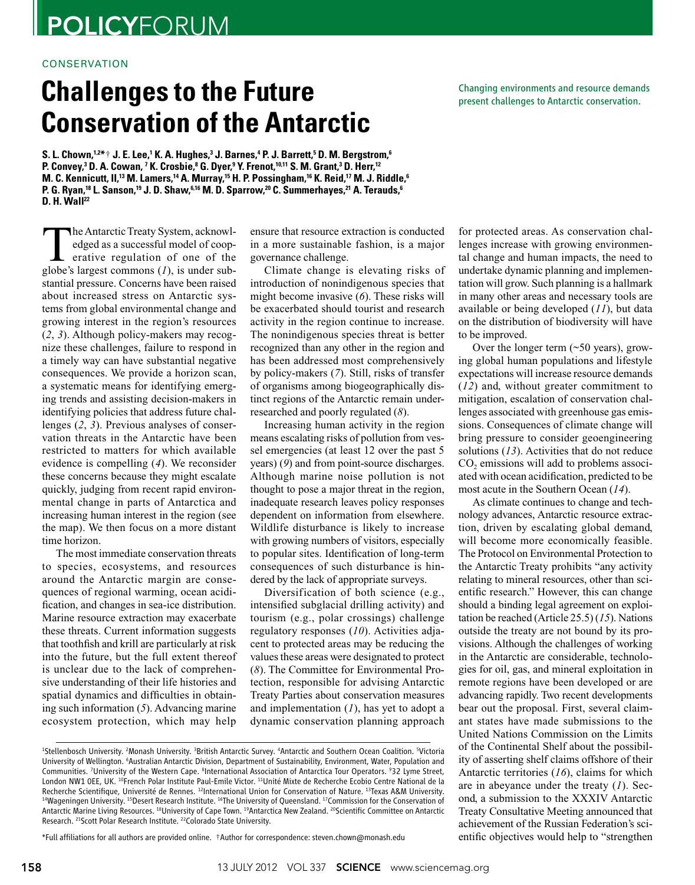POLICYFORUM

CONSERVATION

# Challenges to the Future Conservation of the Antarctic

Changing environments and resource demands present challenges to Antarctic conservation.

**S. L. Chown,[1,2*†] J. E. Lee,[1] K. A. Hughes,[3] J. Barnes,[4] P. J. Barrett,[5] D. M. Bergstrom,[6] P. Convey,[3] D. A. Cowan,[7] K. Crosbie,[8] G. Dyer,[9] Y. Frenot,[10,11] S. M. Grant,[3] D. Herr,[12] M. C. Kennicutt, II,[13] M. Lamers,[14] A. Murray,[15] H. P. Possingham,[16] K. Reid,[17] M. J. Riddle,[6] P. G. Ryan,[18] L. Sanson,[19] J. D. Shaw,[6,16] M. D. Sparrow,[20] C. Summerhayes,[21] A. Terauds,[6] D. H. Wall[22]**

The Antarctic Treaty System, acknowledged as a successful model of cooperative regulation of one of the globe's largest commons (*1*), is under substantial pressure. Concerns have been raised about increased stress on Antarctic systems from global environmental change and growing interest in the region's resources (*2*, *3*). Although policy-makers may recognize these challenges, failure to respond in a timely way can have substantial negative consequences. We provide a horizon scan, a systematic means for identifying emerging trends and assisting decision-makers in identifying policies that address future challenges (*2*, *3*). Previous analyses of conservation threats in the Antarctic have been restricted to matters for which available evidence is compelling (*4*). We reconsider these concerns because they might escalate quickly, judging from recent rapid environmental change in parts of Antarctica and increasing human interest in the region (see the map). We then focus on a more distant time horizon.

The most immediate conservation threats to species, ecosystems, and resources around the Antarctic margin are consequences of regional warming, ocean acidification, and changes in sea-ice distribution. Marine resource extraction may exacerbate these threats. Current information suggests that toothfish and krill are particularly at risk into the future, but the full extent thereof is unclear due to the lack of comprehensive understanding of their life histories and spatial dynamics and difficulties in obtaining such information (*5*). Advancing marine ecosystem protection, which may help ensure that resource extraction is conducted in a more sustainable fashion, is a major governance challenge.

Climate change is elevating risks of introduction of nonindigenous species that might become invasive (*6*). These risks will be exacerbated should tourist and research activity in the region continue to increase. The nonindigenous species threat is better recognized than any other in the region and has been addressed most comprehensively by policy-makers (*7*). Still, risks of transfer of organisms among biogeographically distinct regions of the Antarctic remain under-researched and poorly regulated (*8*).

Increasing human activity in the region means escalating risks of pollution from vessel emergencies (at least 12 over the past 5 years) (*9*) and from point-source discharges. Although marine noise pollution is not thought to pose a major threat in the region, inadequate research leaves policy responses dependent on information from elsewhere. Wildlife disturbance is likely to increase with growing numbers of visitors, especially to popular sites. Identification of long-term consequences of such disturbance is hindered by the lack of appropriate surveys.

Diversification of both science (e.g., intensified subglacial drilling activity) and tourism (e.g., polar crossings) challenge regulatory responses (*10*). Activities adjacent to protected areas may be reducing the values these areas were designated to protect (*8*). The Committee for Environmental Protection, responsible for advising Antarctic Treaty Parties about conservation measures and implementation (*1*), has yet to adopt a dynamic conservation planning approach for protected areas. As conservation challenges increase with growing environmental change and human impacts, the need to undertake dynamic planning and implementation will grow. Such planning is a hallmark in many other areas and necessary tools are available or being developed (*11*), but data on the distribution of biodiversity will have to be improved.

Over the longer term (~50 years), growing global human populations and lifestyle expectations will increase resource demands (*12*) and, without greater commitment to mitigation, escalation of conservation challenges associated with greenhouse gas emissions. Consequences of climate change will bring pressure to consider geoengineering solutions (*13*). Activities that do not reduce $CO_2$ emissions will add to problems associated with ocean acidification, predicted to be most acute in the Southern Ocean (*14*).

As climate continues to change and technology advances, Antarctic resource extraction, driven by escalating global demand, will become more economically feasible. The Protocol on Environmental Protection to the Antarctic Treaty prohibits "any activity relating to mineral resources, other than scientific research." However, this can change should a binding legal agreement on exploitation be reached (Article 25.5) (*15*). Nations outside the treaty are not bound by its provisions. Although the challenges of working in the Antarctic are considerable, technologies for oil, gas, and mineral exploitation in remote regions have been developed or are advancing rapidly. Two recent developments bear out the proposal. First, several claimant states have made submissions to the United Nations Commission on the Limits of the Continental Shelf about the possibility of asserting shelf claims offshore of their Antarctic territories (*16*), claims for which are in abeyance under the treaty (*1*). Second, a submission to the XXXIV Antarctic Treaty Consultative Meeting announced that achievement of the Russian Federation's scientific objectives would help to "strengthen

[1]Stellenbosch University. [2]Monash University. [3]British Antarctic Survey. [4]Antarctic and Southern Ocean Coalition. [5]Victoria University of Wellington. [6]Australian Antarctic Division, Department of Sustainability, Environment, Water, Population and Communities. [7]University of the Western Cape. [8]International Association of Antarctica Tour Operators. [9]32 Lyme Street, London NW1 0EE, UK. [10]French Polar Institute Paul-Emile Victor. [11]Unité Mixte de Recherche Ecobio Centre National de la Recherche Scientifique, Université de Rennes. [12]International Union for Conservation of Nature. [13]Texas A&M University. [14]Wageningen University. [15]Desert Research Institute. [16]The University of Queensland. [17]Commission for the Conservation of Antarctic Marine Living Resources. [18]University of Cape Town. [19]Antarctica New Zealand. [20]Scientific Committee on Antarctic Research. [21]Scott Polar Research Institute. [22]Colorado State University.

*Full affiliations for all authors are provided online. †Author for correspondence: steven.chown@monash.edu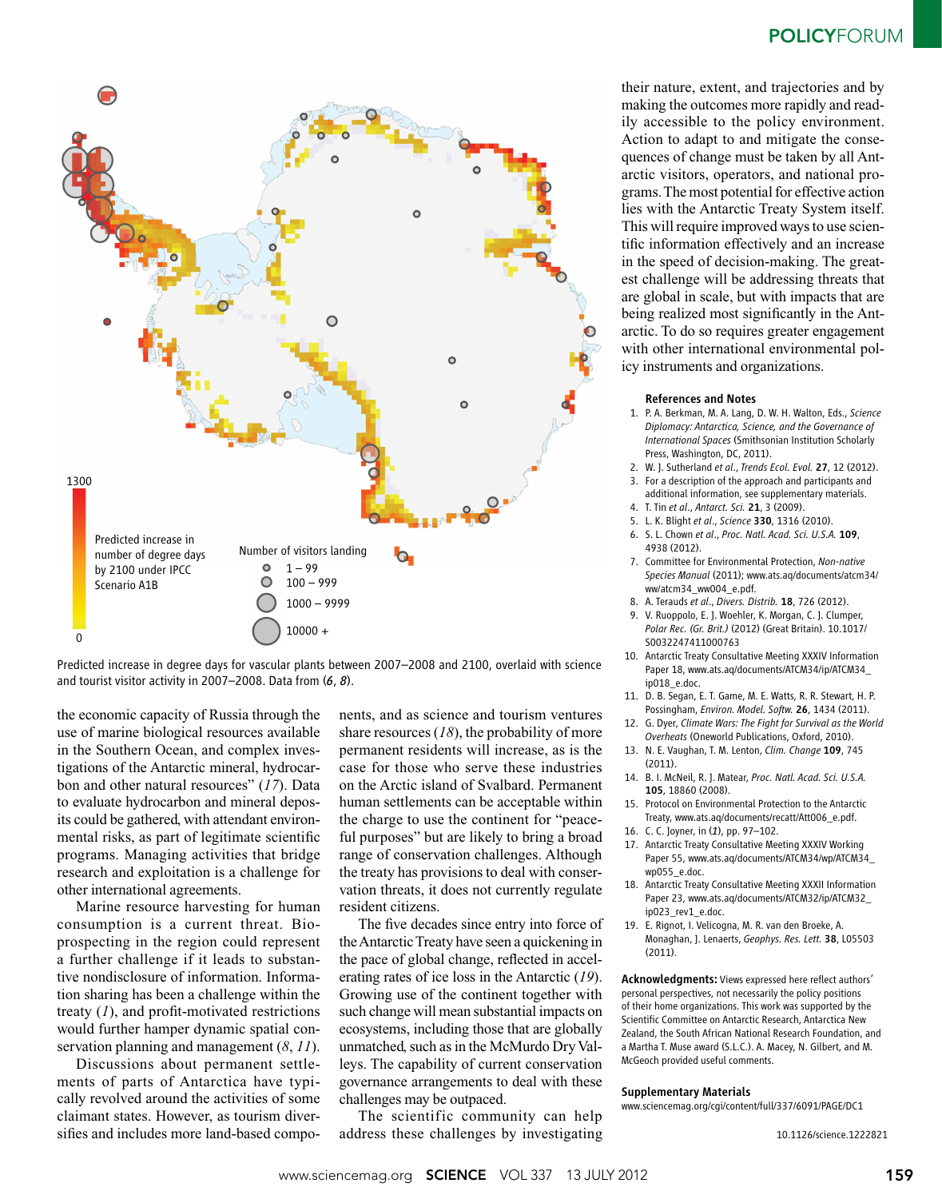1300

0

Predicted increase in number of degree days by 2100 under IPCC Scenario A1B

Number of visitors landing

1 – 99

100 – 999

1000 – 9999

10000 +

Predicted increase in degree days for vascular plants between 2007–2008 and 2100, overlaid with science and tourist visitor activity in 2007–2008. Data from (*6*, *8*).

the economic capacity of Russia through the use of marine biological resources available in the Southern Ocean, and complex investigations of the Antarctic mineral, hydrocarbon and other natural resources" (*17*). Data to evaluate hydrocarbon and mineral deposits could be gathered, with attendant environmental risks, as part of legitimate scientific programs. Managing activities that bridge research and exploitation is a challenge for other international agreements.

Marine resource harvesting for human consumption is a current threat. Bioprospecting in the region could represent a further challenge if it leads to substantive nondisclosure of information. Information sharing has been a challenge within the treaty (*1*), and profit-motivated restrictions would further hamper dynamic spatial conservation planning and management (*8*, *11*).

Discussions about permanent settlements of parts of Antarctica have typically revolved around the activities of some claimant states. However, as tourism diversifies and includes more land-based components, and as science and tourism ventures share resources (*18*), the probability of more permanent residents will increase, as is the case for those who serve these industries on the Arctic island of Svalbard. Permanent human settlements can be acceptable within the charge to use the continent for "peaceful purposes" but are likely to bring a broad range of conservation challenges. Although the treaty has provisions to deal with conservation threats, it does not currently regulate resident citizens.

The five decades since entry into force of the Antarctic Treaty have seen a quickening in the pace of global change, reflected in accelerating rates of ice loss in the Antarctic (*19*). Growing use of the continent together with such change will mean substantial impacts on ecosystems, including those that are globally unmatched, such as in the McMurdo Dry Valleys. The capability of current conservation governance arrangements to deal with these challenges may be outpaced.

The scientific community can help address these challenges by investigating their nature, extent, and trajectories and by making the outcomes more rapidly and readily accessible to the policy environment. Action to adapt to and mitigate the consequences of change must be taken by all Antarctic visitors, operators, and national programs. The most potential for effective action lies with the Antarctic Treaty System itself. This will require improved ways to use scientific information effectively and an increase in the speed of decision-making. The greatest challenge will be addressing threats that are global in scale, but with impacts that are being realized most significantly in the Antarctic. To do so requires greater engagement with other international environmental policy instruments and organizations.

### References and Notes

1. P. A. Berkman, M. A. Lang, D. W. H. Walton, Eds., *Science Diplomacy: Antarctica, Science, and the Governance of International Spaces* (Smithsonian Institution Scholarly Press, Washington, DC, 2011).
2. W. J. Sutherland *et al.*, *Trends Ecol. Evol.* **27**, 12 (2012).
3. For a description of the approach and participants and additional information, see supplementary materials.
4. T. Tin *et al.*, *Antarct. Sci.* **21**, 3 (2009).
5. L. K. Blight *et al.*, *Science* **330**, 1316 (2010).
6. S. L. Chown *et al.*, *Proc. Natl. Acad. Sci. U.S.A.* **109**, 4938 (2012).
7. Committee for Environmental Protection, *Non-native Species Manual* (2011); www.ats.aq/documents/atcm34/ww/atcm34_ww004_e.pdf.
8. A. Terauds *et al.*, *Divers. Distrib.* **18**, 726 (2012).
9. V. Ruoppolo, E. J. Woehler, K. Morgan, C. J. Clumpner, *Polar Rec. (Gr. Brit.)* (2012) (Great Britain). 10.1017/S0032247411000763
10. Antarctic Treaty Consultative Meeting XXXIV Information Paper 18, www.ats.aq/documents/ATCM34/ip/ATCM34_ip018_e.doc.
11. D. B. Segan, E. T. Game, M. E. Watts, R. R. Stewart, H. P. Possingham, *Environ. Model. Softw.* **26**, 1434 (2011).
12. G. Dyer, *Climate Wars: The Fight for Survival as the World Overheats* (Oneworld Publications, Oxford, 2010).
13. N. E. Vaughan, T. M. Lenton, *Clim. Change* **109**, 745 (2011).
14. B. I. McNeil, R. J. Matear, *Proc. Natl. Acad. Sci. U.S.A.* **105**, 18860 (2008).
15. Protocol on Environmental Protection to the Antarctic Treaty, www.ats.aq/documents/recatt/Att006_e.pdf.
16. C. C. Joyner, in (*1*), pp. 97–102.
17. Antarctic Treaty Consultative Meeting XXXIV Working Paper 55, www.ats.aq/documents/ATCM34/wp/ATCM34_wp055_e.doc.
18. Antarctic Treaty Consultative Meeting XXXII Information Paper 23, www.ats.aq/documents/ATCM32/ip/ATCM32_ip023_rev1_e.doc.
19. E. Rignot, I. Velicogna, M. R. van den Broeke, A. Monaghan, J. Lenaerts, *Geophys. Res. Lett.* **38**, L05503 (2011).

**Acknowledgments:** Views expressed here reflect authors' personal perspectives, not necessarily the policy positions of their home organizations. This work was supported by the Scientific Committee on Antarctic Research, Antarctica New Zealand, the South African National Research Foundation, and a Martha T. Muse award (S.L.C.). A. Macey, N. Gilbert, and M. McGeoch provided useful comments.

**Supplementary Materials**

www.sciencemag.org/cgi/content/full/337/6091/PAGE/DC1

10.1126/science.1222821